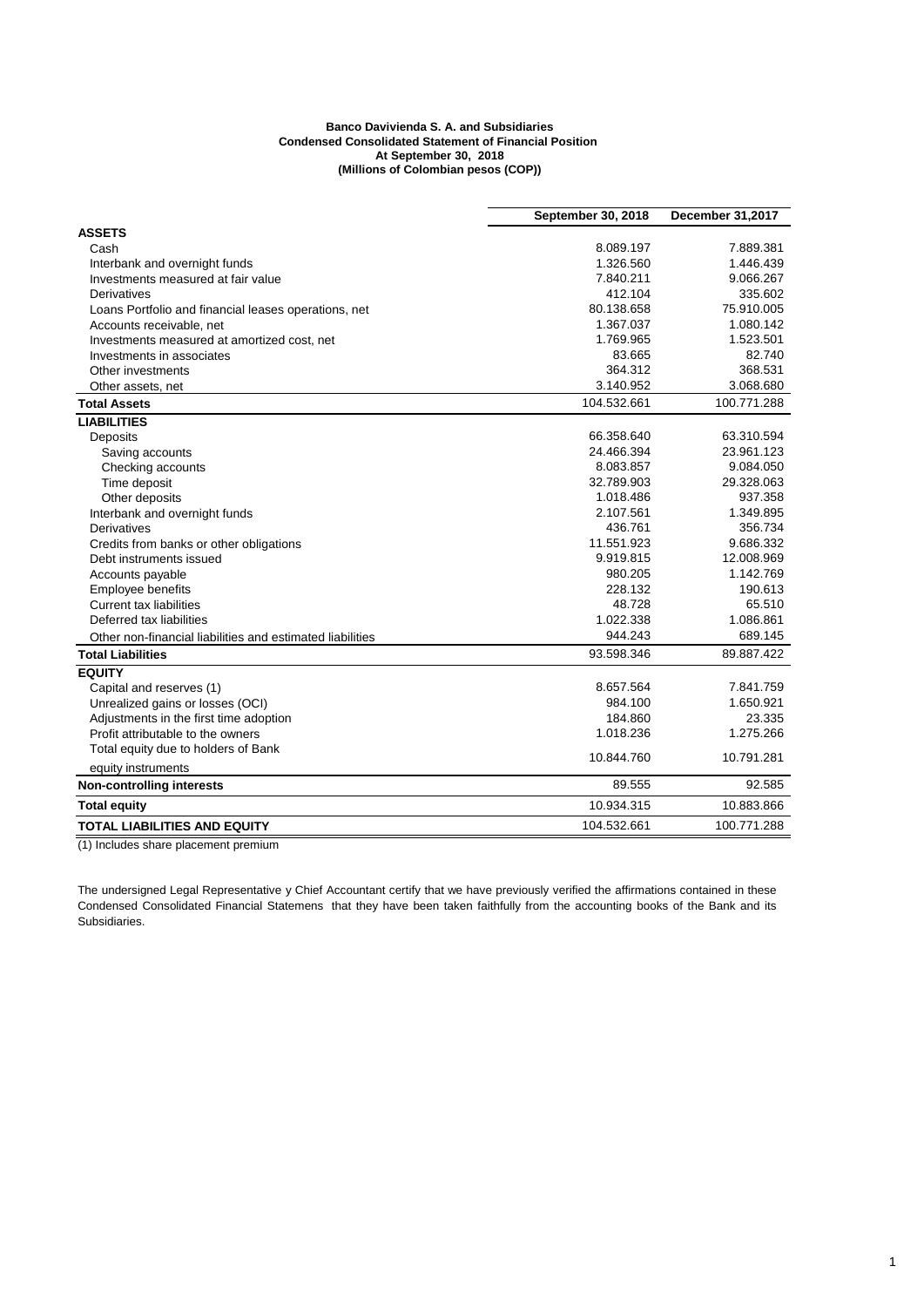**Banco Davivienda S. A. and Subsidiaries**
**Condensed Consolidated Statement of Financial Position**
**At September 30, 2018**
**(Millions of Colombian pesos (COP))**

| | September 30, 2018 | December 31,2017 |
|---|---|---|
| **ASSETS** | | |
| Cash | 8.089.197 | 7.889.381 |
| Interbank and overnight funds | 1.326.560 | 1.446.439 |
| Investments measured at fair value | 7.840.211 | 9.066.267 |
| Derivatives | 412.104 | 335.602 |
| Loans Portfolio and financial leases operations, net | 80.138.658 | 75.910.005 |
| Accounts receivable, net | 1.367.037 | 1.080.142 |
| Investments measured at amortized cost, net | 1.769.965 | 1.523.501 |
| Investments in associates | 83.665 | 82.740 |
| Other investments | 364.312 | 368.531 |
| Other assets, net | 3.140.952 | 3.068.680 |
| **Total Assets** | 104.532.661 | 100.771.288 |
| **LIABILITIES** | | |
| Deposits | 66.358.640 | 63.310.594 |
| Saving accounts | 24.466.394 | 23.961.123 |
| Checking accounts | 8.083.857 | 9.084.050 |
| Time deposit | 32.789.903 | 29.328.063 |
| Other deposits | 1.018.486 | 937.358 |
| Interbank and overnight funds | 2.107.561 | 1.349.895 |
| Derivatives | 436.761 | 356.734 |
| Credits from banks or other obligations | 11.551.923 | 9.686.332 |
| Debt instruments issued | 9.919.815 | 12.008.969 |
| Accounts payable | 980.205 | 1.142.769 |
| Employee benefits | 228.132 | 190.613 |
| Current tax liabilities | 48.728 | 65.510 |
| Deferred tax liabilities | 1.022.338 | 1.086.861 |
| Other non-financial liabilities and estimated liabilities | 944.243 | 689.145 |
| **Total Liabilities** | 93.598.346 | 89.887.422 |
| **EQUITY** | | |
| Capital and reserves (1) | 8.657.564 | 7.841.759 |
| Unrealized gains or losses (OCI) | 984.100 | 1.650.921 |
| Adjustments in the first time adoption | 184.860 | 23.335 |
| Profit attributable to the owners | 1.018.236 | 1.275.266 |
| Total equity due to holders of Bank equity instruments | 10.844.760 | 10.791.281 |
| **Non-controlling interests** | 89.555 | 92.585 |
| **Total equity** | 10.934.315 | 10.883.866 |
| **TOTAL LIABILITIES AND EQUITY** | 104.532.661 | 100.771.288 |

(1) Includes share placement premium

The undersigned Legal Representative y Chief Accountant certify that we have previously verified the affirmations contained in these Condensed Consolidated Financial Statemens that they have been taken faithfully from the accounting books of the Bank and its Subsidiaries.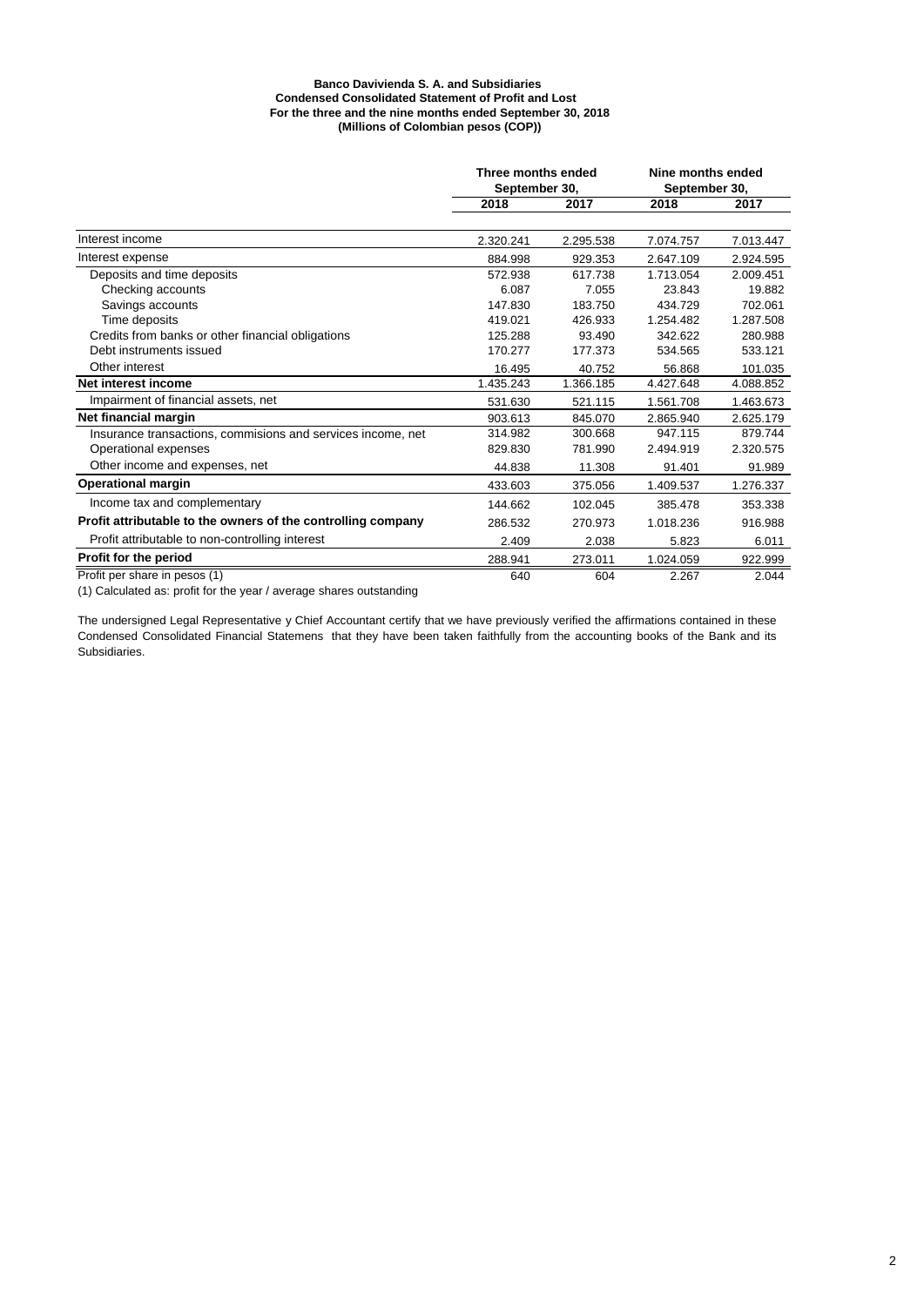**Banco Davivienda S. A. and Subsidiaries**
**Condensed Consolidated Statement of Profit and Lost**
**For the three and the nine months ended September 30, 2018**
**(Millions of Colombian pesos (COP))**

| | Three months ended September 30, | | Nine months ended September 30, | |
|---|---|---|---|---|
| | **2018** | **2017** | **2018** | **2017** |
| Interest income | 2.320.241 | 2.295.538 | 7.074.757 | 7.013.447 |
| Interest expense | 884.998 | 929.353 | 2.647.109 | 2.924.595 |
| Deposits and time deposits | 572.938 | 617.738 | 1.713.054 | 2.009.451 |
| Checking accounts | 6.087 | 7.055 | 23.843 | 19.882 |
| Savings accounts | 147.830 | 183.750 | 434.729 | 702.061 |
| Time deposits | 419.021 | 426.933 | 1.254.482 | 1.287.508 |
| Credits from banks or other financial obligations | 125.288 | 93.490 | 342.622 | 280.988 |
| Debt instruments issued | 170.277 | 177.373 | 534.565 | 533.121 |
| Other interest | 16.495 | 40.752 | 56.868 | 101.035 |
| **Net interest income** | 1.435.243 | 1.366.185 | 4.427.648 | 4.088.852 |
| Impairment of financial assets, net | 531.630 | 521.115 | 1.561.708 | 1.463.673 |
| **Net financial margin** | 903.613 | 845.070 | 2.865.940 | 2.625.179 |
| Insurance transactions, commisions and services income, net | 314.982 | 300.668 | 947.115 | 879.744 |
| Operational expenses | 829.830 | 781.990 | 2.494.919 | 2.320.575 |
| Other income and expenses, net | 44.838 | 11.308 | 91.401 | 91.989 |
| **Operational margin** | 433.603 | 375.056 | 1.409.537 | 1.276.337 |
| Income tax and complementary | 144.662 | 102.045 | 385.478 | 353.338 |
| **Profit attributable to the owners of the controlling company** | 286.532 | 270.973 | 1.018.236 | 916.988 |
| Profit attributable to non-controlling interest | 2.409 | 2.038 | 5.823 | 6.011 |
| **Profit for the period** | 288.941 | 273.011 | 1.024.059 | 922.999 |
| Profit per share in pesos (1) | 640 | 604 | 2.267 | 2.044 |

(1) Calculated as: profit for the year / average shares outstanding

The undersigned Legal Representative y Chief Accountant certify that we have previously verified the affirmations contained in these Condensed Consolidated Financial Statemens that they have been taken faithfully from the accounting books of the Bank and its Subsidiaries.